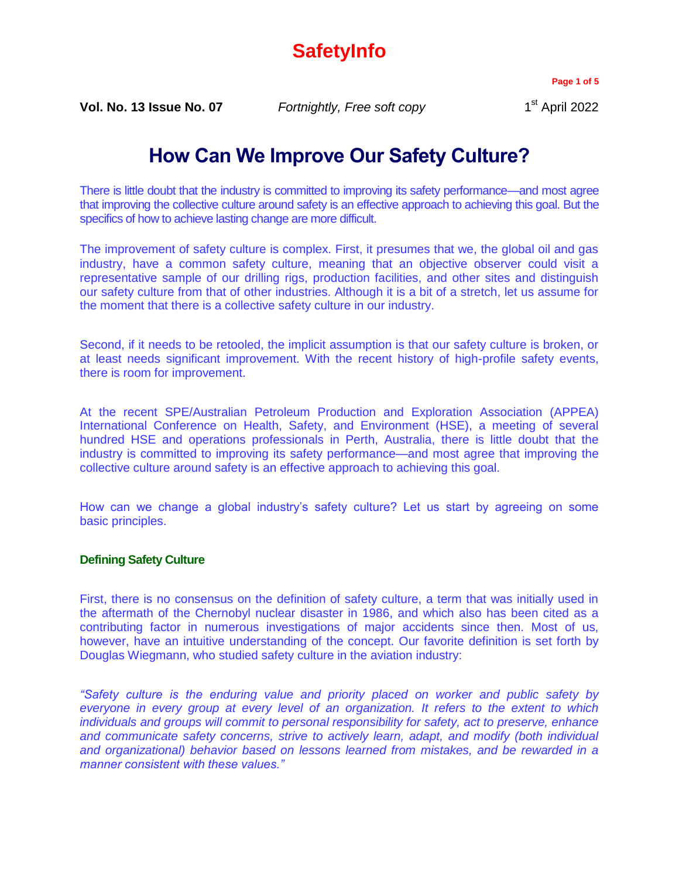# How Can We Improve Our Safety Culture?

There is little doubt that the industry is committed to improving its safety performance—and most agree that improving the collective culture around safety is an effective approach to achieving this goal. But the specifics of how to achieve lasting change are more difficult.

The improvement of safety culture is complex. First, it presumes that we, the global oil and gas industry, have a common safety culture, meaning that an objective observer could visit a representative sample of our drilling rigs, production facilities, and other sites and distinguish our safety culture from that of other industries. Although it is a bit of a stretch, let us assume for the moment that there is a collective safety culture in our industry.

Second, if it needs to be retooled, the implicit assumption is that our safety culture is broken, or at least needs significant improvement. With the recent history of high-profile safety events, there is room for improvement.

At the recent SPE/Australian Petroleum Production and Exploration Association (APPEA) International Conference on Health, Safety, and Environment (HSE), a meeting of several hundred HSE and operations professionals in Perth, Australia, there is little doubt that the industry is committed to improving its safety performance—and most agree that improving the collective culture around safety is an effective approach to achieving this goal.

How can we change a global industry's safety culture? Let us start by agreeing on some basic principles.

### Defining Safety Culture

First, there is no consensus on the definition of safety culture, a term that was initially used in the aftermath of the Chernobyl nuclear disaster in 1986, and which also has been cited as a contributing factor in numerous investigations of major accidents since then. Most of us, however, have an intuitive understanding of the concept. Our favorite definition is set forth by Douglas Wiegmann, who studied safety culture in the aviation industry:

*"Safety culture is the enduring value and priority placed on worker and public safety by everyone in every group at every level of an organization. It refers to the extent to which individuals and groups will commit to personal responsibility for safety, act to preserve, enhance and communicate safety concerns, strive to actively learn, adapt, and modify (both individual and organizational) behavior based on lessons learned from mistakes, and be rewarded in a manner consistent with these values."*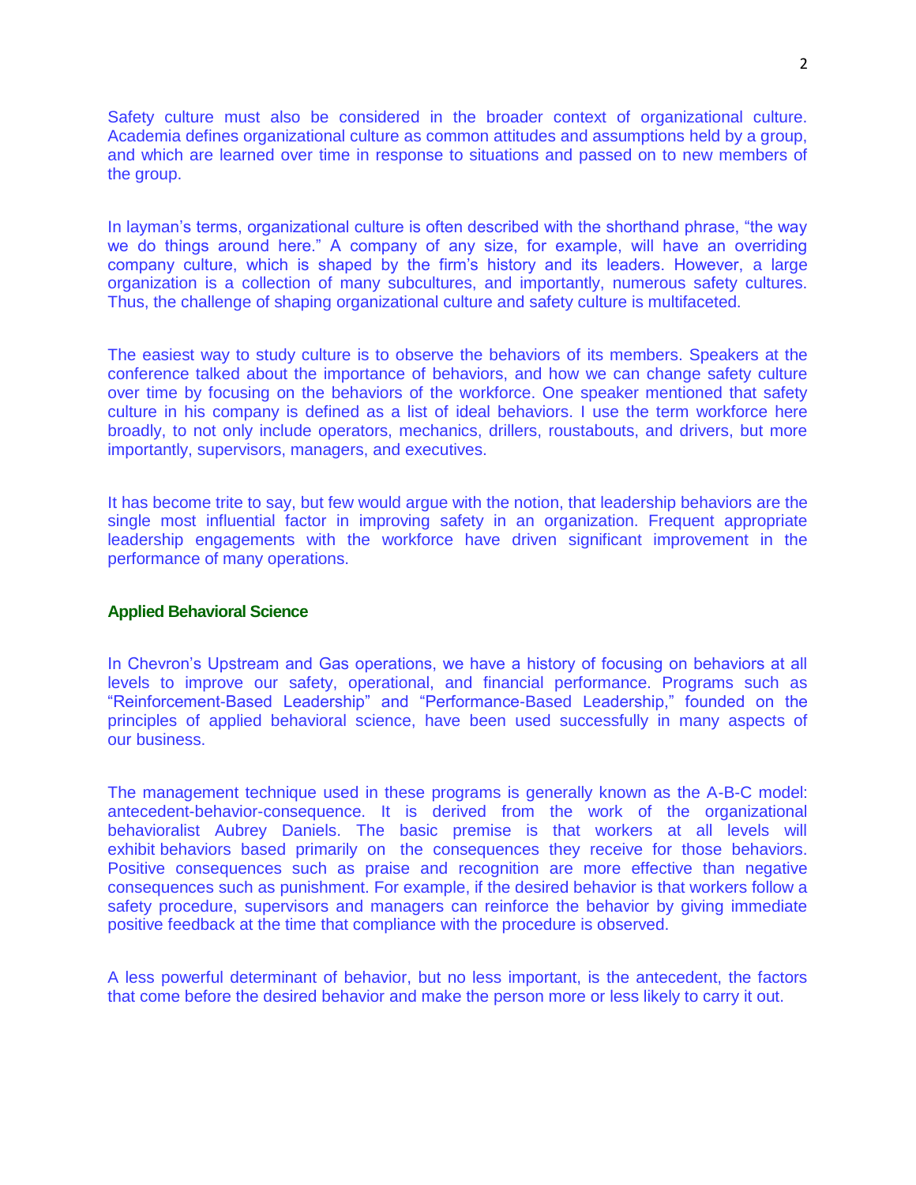Safety culture must also be considered in the broader context of organizational culture. Academia defines organizational culture as common attitudes and assumptions held by a group, and which are learned over time in response to situations and passed on to new members of the group.

In layman's terms, organizational culture is often described with the shorthand phrase, "the way we do things around here." A company of any size, for example, will have an overriding company culture, which is shaped by the firm's history and its leaders. However, a large organization is a collection of many subcultures, and importantly, numerous safety cultures. Thus, the challenge of shaping organizational culture and safety culture is multifaceted.

The easiest way to study culture is to observe the behaviors of its members. Speakers at the conference talked about the importance of behaviors, and how we can change safety culture over time by focusing on the behaviors of the workforce. One speaker mentioned that safety culture in his company is defined as a list of ideal behaviors. I use the term workforce here broadly, to not only include operators, mechanics, drillers, roustabouts, and drivers, but more importantly, supervisors, managers, and executives.

It has become trite to say, but few would argue with the notion, that leadership behaviors are the single most influential factor in improving safety in an organization. Frequent appropriate leadership engagements with the workforce have driven significant improvement in the performance of many operations.

### Applied Behavioral Science

In Chevron's Upstream and Gas operations, we have a history of focusing on behaviors at all levels to improve our safety, operational, and financial performance. Programs such as "Reinforcement-Based Leadership" and "Performance-Based Leadership," founded on the principles of applied behavioral science, have been used successfully in many aspects of our business.

The management technique used in these programs is generally known as the A-B-C model: antecedent-behavior-consequence. It is derived from the work of the organizational behavioralist Aubrey Daniels. The basic premise is that workers at all levels will exhibit behaviors based primarily on the consequences they receive for those behaviors. Positive consequences such as praise and recognition are more effective than negative consequences such as punishment. For example, if the desired behavior is that workers follow a safety procedure, supervisors and managers can reinforce the behavior by giving immediate positive feedback at the time that compliance with the procedure is observed.

A less powerful determinant of behavior, but no less important, is the antecedent, the factors that come before the desired behavior and make the person more or less likely to carry it out.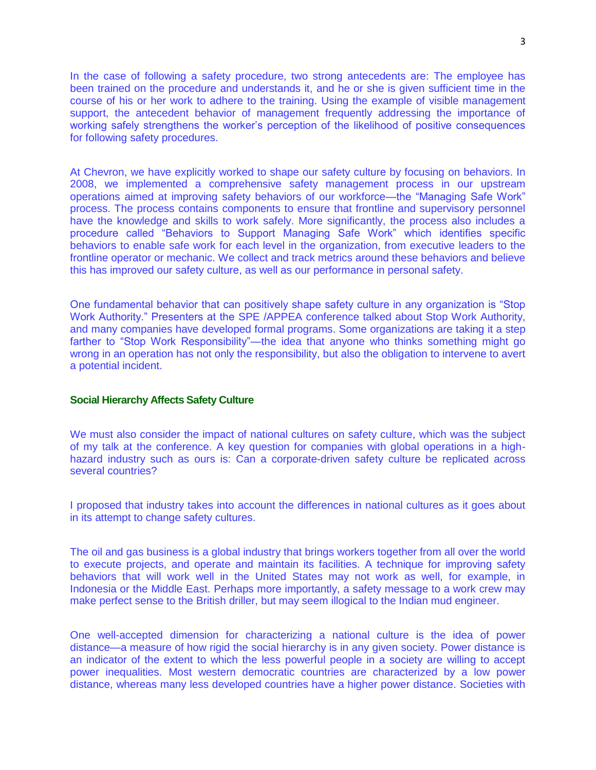In the case of following a safety procedure, two strong antecedents are: The employee has been trained on the procedure and understands it, and he or she is given sufficient time in the course of his or her work to adhere to the training. Using the example of visible management support, the antecedent behavior of management frequently addressing the importance of working safely strengthens the worker's perception of the likelihood of positive consequences for following safety procedures.

At Chevron, we have explicitly worked to shape our safety culture by focusing on behaviors. In 2008, we implemented a comprehensive safety management process in our upstream operations aimed at improving safety behaviors of our workforce—the "Managing Safe Work" process. The process contains components to ensure that frontline and supervisory personnel have the knowledge and skills to work safely. More significantly, the process also includes a procedure called "Behaviors to Support Managing Safe Work" which identifies specific behaviors to enable safe work for each level in the organization, from executive leaders to the frontline operator or mechanic. We collect and track metrics around these behaviors and believe this has improved our safety culture, as well as our performance in personal safety.

One fundamental behavior that can positively shape safety culture in any organization is "Stop Work Authority." Presenters at the SPE /APPEA conference talked about Stop Work Authority, and many companies have developed formal programs. Some organizations are taking it a step farther to "Stop Work Responsibility"—the idea that anyone who thinks something might go wrong in an operation has not only the responsibility, but also the obligation to intervene to avert a potential incident.

### Social Hierarchy Affects Safety Culture

We must also consider the impact of national cultures on safety culture, which was the subject of my talk at the conference. A key question for companies with global operations in a high-hazard industry such as ours is: Can a corporate-driven safety culture be replicated across several countries?

I proposed that industry takes into account the differences in national cultures as it goes about in its attempt to change safety cultures.

The oil and gas business is a global industry that brings workers together from all over the world to execute projects, and operate and maintain its facilities. A technique for improving safety behaviors that will work well in the United States may not work as well, for example, in Indonesia or the Middle East. Perhaps more importantly, a safety message to a work crew may make perfect sense to the British driller, but may seem illogical to the Indian mud engineer.

One well-accepted dimension for characterizing a national culture is the idea of power distance—a measure of how rigid the social hierarchy is in any given society. Power distance is an indicator of the extent to which the less powerful people in a society are willing to accept power inequalities. Most western democratic countries are characterized by a low power distance, whereas many less developed countries have a higher power distance. Societies with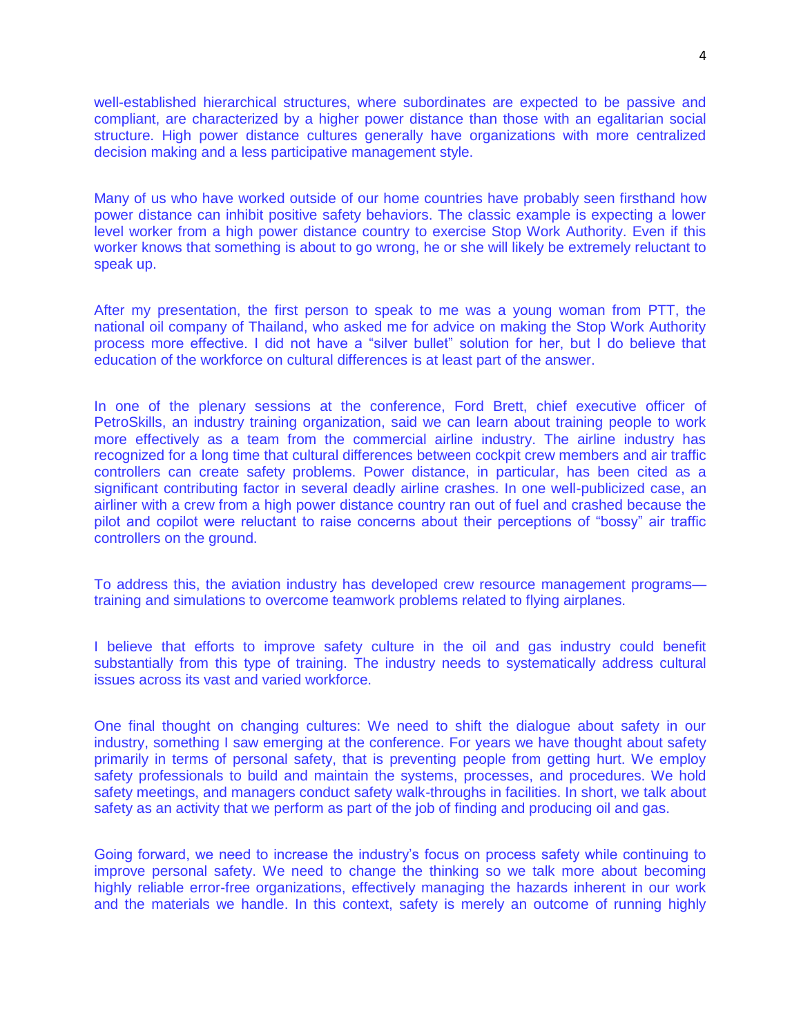well-established hierarchical structures, where subordinates are expected to be passive and compliant, are characterized by a higher power distance than those with an egalitarian social structure. High power distance cultures generally have organizations with more centralized decision making and a less participative management style.

Many of us who have worked outside of our home countries have probably seen firsthand how power distance can inhibit positive safety behaviors. The classic example is expecting a lower level worker from a high power distance country to exercise Stop Work Authority. Even if this worker knows that something is about to go wrong, he or she will likely be extremely reluctant to speak up.

After my presentation, the first person to speak to me was a young woman from PTT, the national oil company of Thailand, who asked me for advice on making the Stop Work Authority process more effective. I did not have a "silver bullet" solution for her, but I do believe that education of the workforce on cultural differences is at least part of the answer.

In one of the plenary sessions at the conference, Ford Brett, chief executive officer of PetroSkills, an industry training organization, said we can learn about training people to work more effectively as a team from the commercial airline industry. The airline industry has recognized for a long time that cultural differences between cockpit crew members and air traffic controllers can create safety problems. Power distance, in particular, has been cited as a significant contributing factor in several deadly airline crashes. In one well-publicized case, an airliner with a crew from a high power distance country ran out of fuel and crashed because the pilot and copilot were reluctant to raise concerns about their perceptions of "bossy" air traffic controllers on the ground.

To address this, the aviation industry has developed crew resource management programs—training and simulations to overcome teamwork problems related to flying airplanes.

I believe that efforts to improve safety culture in the oil and gas industry could benefit substantially from this type of training. The industry needs to systematically address cultural issues across its vast and varied workforce.

One final thought on changing cultures: We need to shift the dialogue about safety in our industry, something I saw emerging at the conference. For years we have thought about safety primarily in terms of personal safety, that is preventing people from getting hurt. We employ safety professionals to build and maintain the systems, processes, and procedures. We hold safety meetings, and managers conduct safety walk-throughs in facilities. In short, we talk about safety as an activity that we perform as part of the job of finding and producing oil and gas.

Going forward, we need to increase the industry's focus on process safety while continuing to improve personal safety. We need to change the thinking so we talk more about becoming highly reliable error-free organizations, effectively managing the hazards inherent in our work and the materials we handle. In this context, safety is merely an outcome of running highly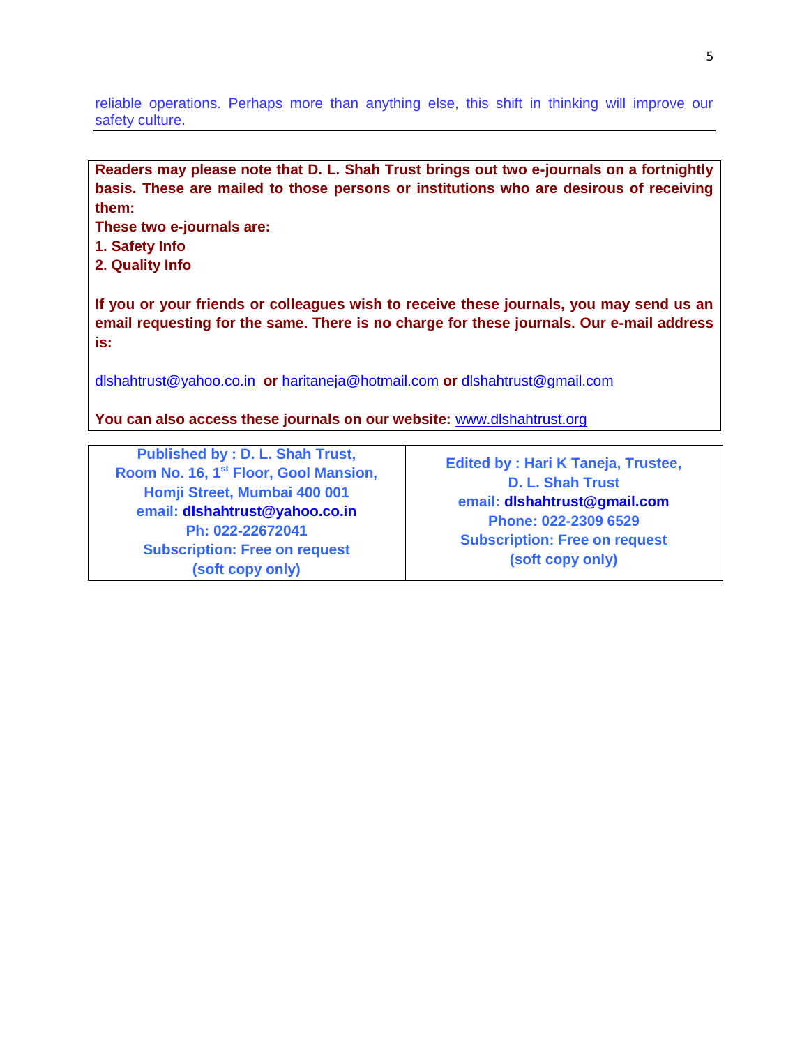reliable operations. Perhaps more than anything else, this shift in thinking will improve our safety culture.

---

**Readers may please note that D. L. Shah Trust brings out two e-journals on a fortnightly basis. These are mailed to those persons or institutions who are desirous of receiving them:**

**These two e-journals are:**

**1. Safety Info**

**2. Quality Info**

**If you or your friends or colleagues wish to receive these journals, you may send us an email requesting for the same. There is no charge for these journals. Our e-mail address is:**

dlshahtrust@yahoo.co.in **or** haritaneja@hotmail.com **or** dlshahtrust@gmail.com

**You can also access these journals on our website:** www.dlshahtrust.org

| | |
|---|---|
| **Published by : D. L. Shah Trust, Room No. 16, 1st Floor, Gool Mansion, Homji Street, Mumbai 400 001 email: dlshahtrust@yahoo.co.in Ph: 022-22672041 Subscription: Free on request (soft copy only)** | **Edited by : Hari K Taneja, Trustee, D. L. Shah Trust email: dlshahtrust@gmail.com Phone: 022-2309 6529 Subscription: Free on request (soft copy only)** |